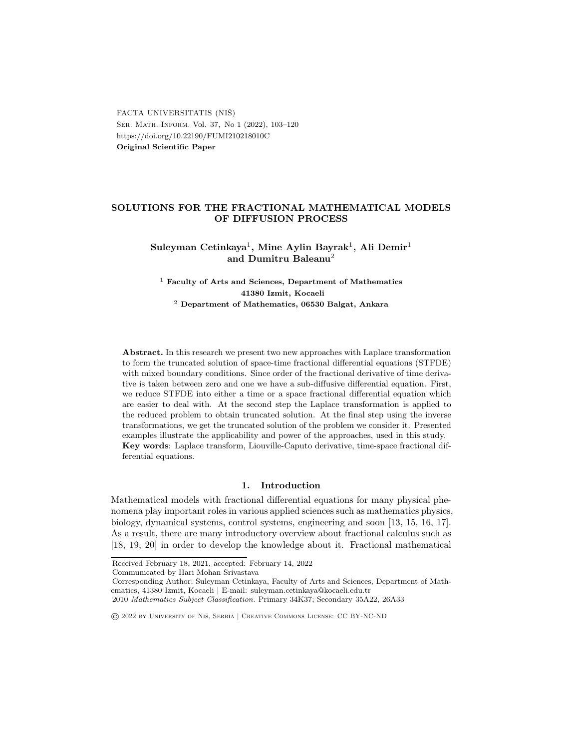FACTA UNIVERSITATIS (NIŠ)
Ser. Math. Inform. Vol. 37, No 1 (2022), 103–120
https://doi.org/10.22190/FUMI210218010C
**Original Scientific Paper**

# SOLUTIONS FOR THE FRACTIONAL MATHEMATICAL MODELS OF DIFFUSION PROCESS

**Suleyman Cetinkaya[1], Mine Aylin Bayrak[1], Ali Demir[1] and Dumitru Baleanu[2]**

[1] **Faculty of Arts and Sciences, Department of Mathematics**
**41380 Izmit, Kocaeli**
[2] **Department of Mathematics, 06530 Balgat, Ankara**

**Abstract.** In this research we present two new approaches with Laplace transformation to form the truncated solution of space-time fractional differential equations (STFDE) with mixed boundary conditions. Since order of the fractional derivative of time derivative is taken between zero and one we have a sub-diffusive differential equation. First, we reduce STFDE into either a time or a space fractional differential equation which are easier to deal with. At the second step the Laplace transformation is applied to the reduced problem to obtain truncated solution. At the final step using the inverse transformations, we get the truncated solution of the problem we consider it. Presented examples illustrate the applicability and power of the approaches, used in this study.
**Key words**: Laplace transform, Liouville-Caputo derivative, time-space fractional differential equations.

## 1. Introduction

Mathematical models with fractional differential equations for many physical phenomena play important roles in various applied sciences such as mathematics physics, biology, dynamical systems, control systems, engineering and soon [13, 15, 16, 17]. As a result, there are many introductory overview about fractional calculus such as [18, 19, 20] in order to develop the knowledge about it. Fractional mathematical

Received February 18, 2021, accepted: February 14, 2022
Communicated by Hari Mohan Srivastava
Corresponding Author: Suleyman Cetinkaya, Faculty of Arts and Sciences, Department of Mathematics, 41380 Izmit, Kocaeli | E-mail: suleyman.cetinkaya@kocaeli.edu.tr
2010 *Mathematics Subject Classification.* Primary 34K37; Secondary 35A22, 26A33

© 2022 by University of Niš, Serbia | Creative Commons License: CC BY-NC-ND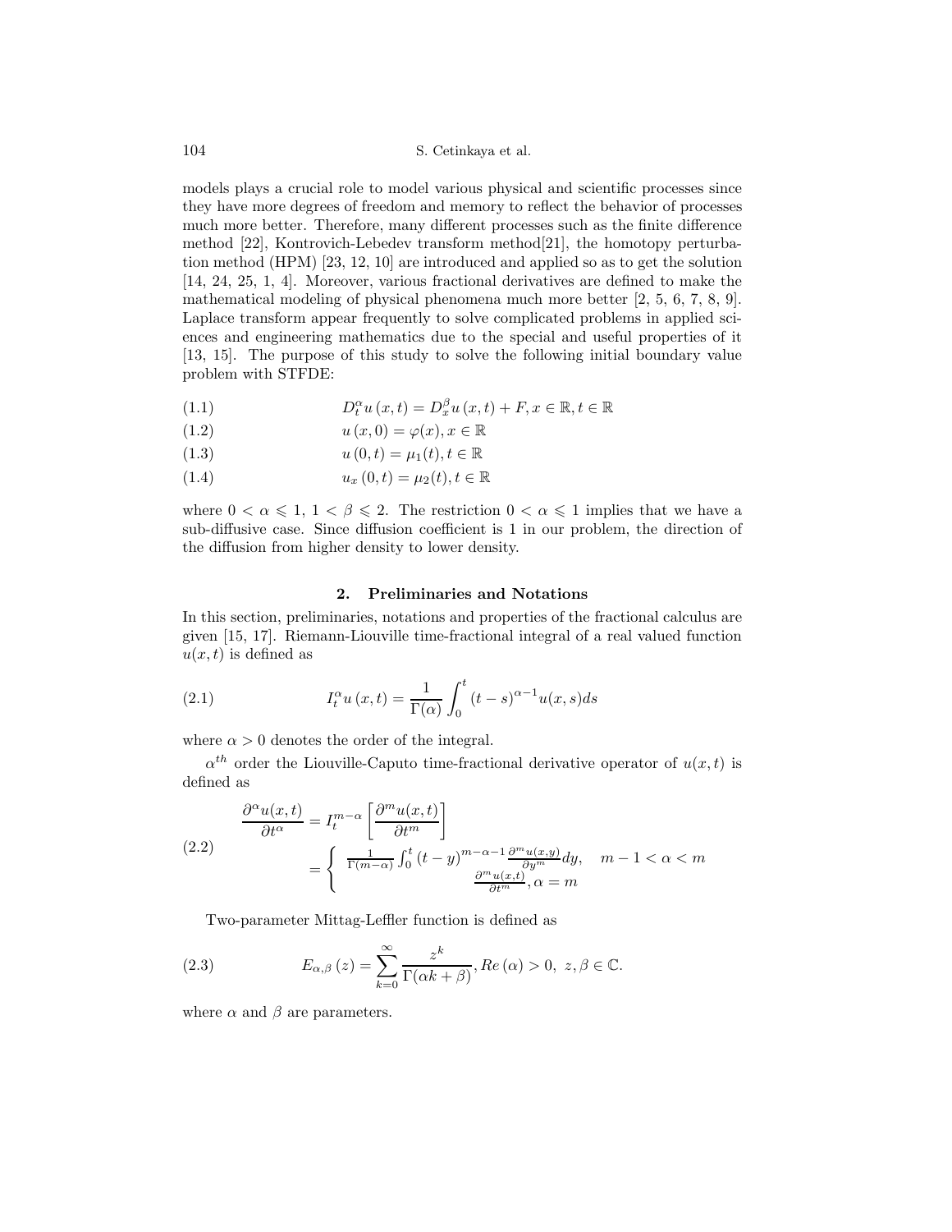models plays a crucial role to model various physical and scientific processes since they have more degrees of freedom and memory to reflect the behavior of processes much more better. Therefore, many different processes such as the finite difference method [22], Kontrovich-Lebedev transform method[21], the homotopy perturbation method (HPM) [23, 12, 10] are introduced and applied so as to get the solution [14, 24, 25, 1, 4]. Moreover, various fractional derivatives are defined to make the mathematical modeling of physical phenomena much more better [2, 5, 6, 7, 8, 9]. Laplace transform appear frequently to solve complicated problems in applied sciences and engineering mathematics due to the special and useful properties of it [13, 15]. The purpose of this study to solve the following initial boundary value problem with STFDE:

$$D_t^{\alpha} u(x,t) = D_x^{\beta} u(x,t) + F, x \in \mathbb{R}, t \in \mathbb{R} \tag{1.1}$$

$$u(x,0) = \varphi(x), x \in \mathbb{R} \tag{1.2}$$

$$u(0,t) = \mu_1(t), t \in \mathbb{R} \tag{1.3}$$

$$u_x(0,t) = \mu_2(t), t \in \mathbb{R} \tag{1.4}$$

where $0 < \alpha \leqslant 1$, $1 < \beta \leqslant 2$. The restriction $0 < \alpha \leqslant 1$ implies that we have a sub-diffusive case. Since diffusion coefficient is 1 in our problem, the direction of the diffusion from higher density to lower density.

## 2. Preliminaries and Notations

In this section, preliminaries, notations and properties of the fractional calculus are given [15, 17]. Riemann-Liouville time-fractional integral of a real valued function $u(x,t)$ is defined as

$$I_t^{\alpha} u(x,t) = \frac{1}{\Gamma(\alpha)} \int_0^t (t-s)^{\alpha-1} u(x,s) ds \tag{2.1}$$

where $\alpha > 0$ denotes the order of the integral.

$\alpha^{th}$ order the Liouville-Caputo time-fractional derivative operator of $u(x,t)$ is defined as

$$\begin{aligned} \frac{\partial^{\alpha} u(x,t)}{\partial t^{\alpha}} &= I_t^{m-\alpha} \left[ \frac{\partial^m u(x,t)}{\partial t^m} \right] \\ &= \begin{cases} \frac{1}{\Gamma(m-\alpha)} \int_0^t (t-y)^{m-\alpha-1} \frac{\partial^m u(x,y)}{\partial y^m} dy, & m-1 < \alpha < m \\ \frac{\partial^m u(x,t)}{\partial t^m}, \alpha = m \end{cases} \end{aligned} \tag{2.2}$$

Two-parameter Mittag-Leffler function is defined as

$$E_{\alpha,\beta}(z) = \sum_{k=0}^{\infty} \frac{z^k}{\Gamma(\alpha k + \beta)}, Re(\alpha) > 0, \ z, \beta \in \mathbb{C}. \tag{2.3}$$

where $\alpha$ and $\beta$ are parameters.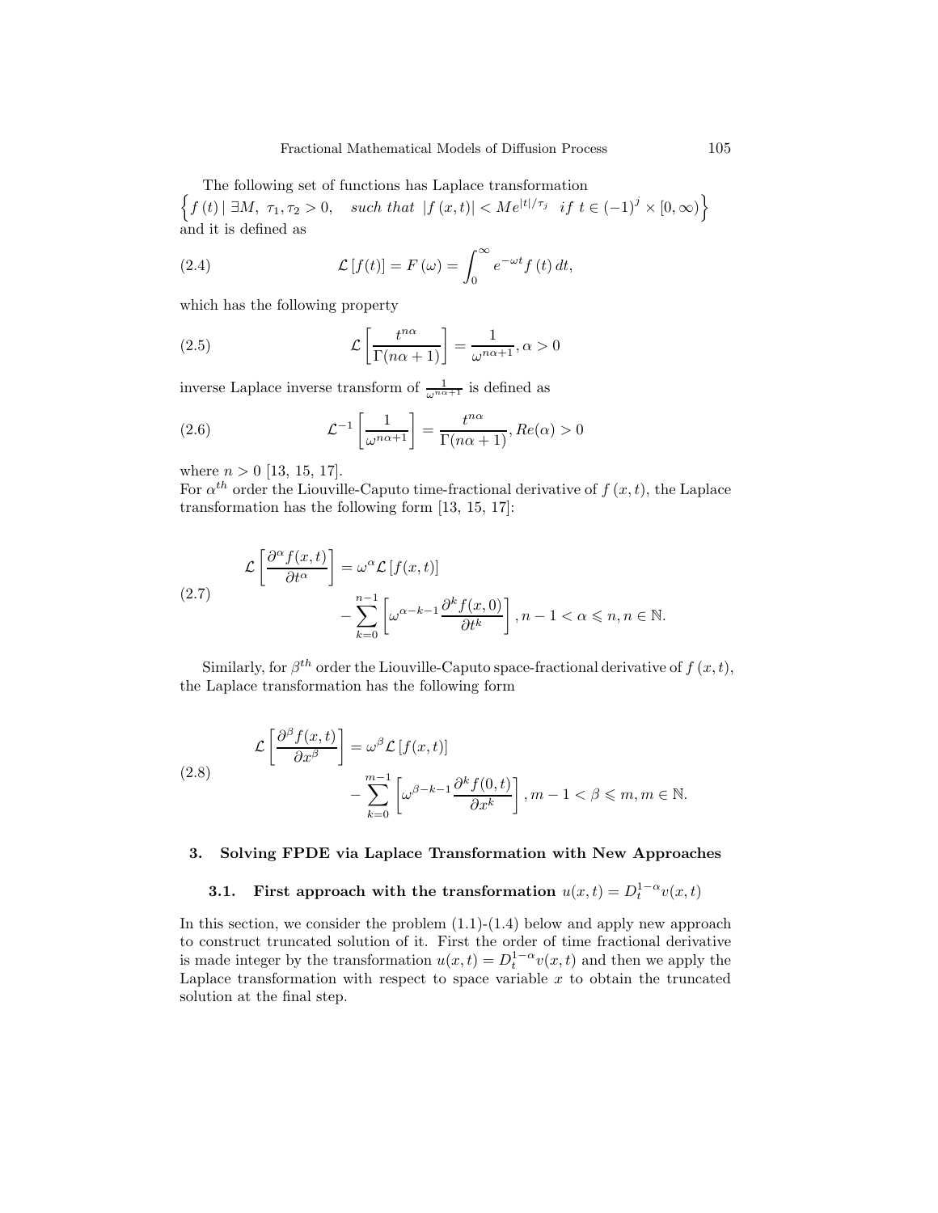The following set of functions has Laplace transformation
$\left\{ f(t) \mid \exists M,\ \tau_1, \tau_2 > 0, \quad such\ that\ \ |f(x,t)| < Me^{|t|/\tau_j} \quad if\ t \in (-1)^j \times [0, \infty) \right\}$
and it is defined as

$$\mathcal{L}[f(t)] = F(\omega) = \int_0^\infty e^{-\omega t} f(t)\, dt, \tag{2.4}$$

which has the following property

$$\mathcal{L}\left[\frac{t^{n\alpha}}{\Gamma(n\alpha+1)}\right] = \frac{1}{\omega^{n\alpha+1}}, \alpha > 0 \tag{2.5}$$

inverse Laplace inverse transform of $\frac{1}{\omega^{n\alpha+1}}$ is defined as

$$\mathcal{L}^{-1}\left[\frac{1}{\omega^{n\alpha+1}}\right] = \frac{t^{n\alpha}}{\Gamma(n\alpha+1)}, Re(\alpha) > 0 \tag{2.6}$$

where $n > 0$ [13, 15, 17].
For $\alpha^{th}$ order the Liouville-Caputo time-fractional derivative of $f(x,t)$, the Laplace transformation has the following form [13, 15, 17]:

$$\begin{aligned}\mathcal{L}\left[\frac{\partial^\alpha f(x,t)}{\partial t^\alpha}\right] &= \omega^\alpha \mathcal{L}[f(x,t)] \\ &\quad - \sum_{k=0}^{n-1}\left[\omega^{\alpha-k-1}\frac{\partial^k f(x,0)}{\partial t^k}\right], n-1 < \alpha \leqslant n, n \in \mathbb{N}.\end{aligned} \tag{2.7}$$

Similarly, for $\beta^{th}$ order the Liouville-Caputo space-fractional derivative of $f(x,t)$, the Laplace transformation has the following form

$$\begin{aligned}\mathcal{L}\left[\frac{\partial^\beta f(x,t)}{\partial x^\beta}\right] &= \omega^\beta \mathcal{L}[f(x,t)] \\ &\quad - \sum_{k=0}^{m-1}\left[\omega^{\beta-k-1}\frac{\partial^k f(0,t)}{\partial x^k}\right], m-1 < \beta \leqslant m, m \in \mathbb{N}.\end{aligned} \tag{2.8}$$

## 3. Solving FPDE via Laplace Transformation with New Approaches

### 3.1. First approach with the transformation $u(x,t) = D_t^{1-\alpha} v(x,t)$

In this section, we consider the problem (1.1)-(1.4) below and apply new approach to construct truncated solution of it. First the order of time fractional derivative is made integer by the transformation $u(x,t) = D_t^{1-\alpha} v(x,t)$ and then we apply the Laplace transformation with respect to space variable $x$ to obtain the truncated solution at the final step.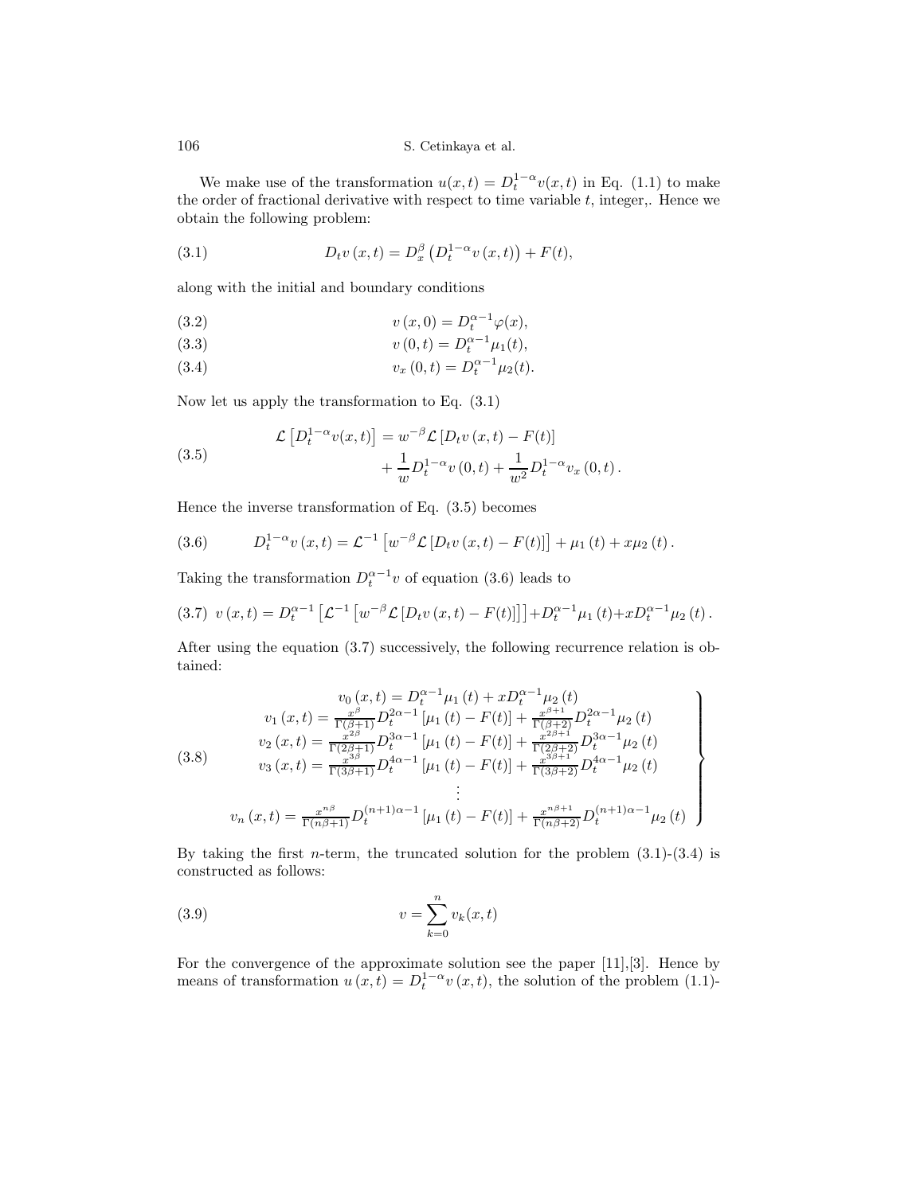We make use of the transformation $u(x,t) = D_t^{1-\alpha} v(x,t)$ in Eq. (1.1) to make the order of fractional derivative with respect to time variable $t$, integer,. Hence we obtain the following problem:

$$D_t v(x,t) = D_x^{\beta}\left(D_t^{1-\alpha} v(x,t)\right) + F(t), \tag{3.1}$$

along with the initial and boundary conditions

$$v(x,0) = D_t^{\alpha-1}\varphi(x), \tag{3.2}$$

$$v(0,t) = D_t^{\alpha-1}\mu_1(t), \tag{3.3}$$

$$v_x(0,t) = D_t^{\alpha-1}\mu_2(t). \tag{3.4}$$

Now let us apply the transformation to Eq. (3.1)

$$\begin{aligned}\mathcal{L}\left[D_t^{1-\alpha} v(x,t)\right] &= w^{-\beta}\mathcal{L}\left[D_t v(x,t) - F(t)\right] \\ &\quad + \frac{1}{w} D_t^{1-\alpha} v(0,t) + \frac{1}{w^2} D_t^{1-\alpha} v_x(0,t).\end{aligned} \tag{3.5}$$

Hence the inverse transformation of Eq. (3.5) becomes

$$D_t^{1-\alpha} v(x,t) = \mathcal{L}^{-1}\left[w^{-\beta}\mathcal{L}\left[D_t v(x,t) - F(t)\right]\right] + \mu_1(t) + x\mu_2(t). \tag{3.6}$$

Taking the transformation $D_t^{\alpha-1}v$ of equation (3.6) leads to

$$v(x,t) = D_t^{\alpha-1}\left[\mathcal{L}^{-1}\left[w^{-\beta}\mathcal{L}\left[D_t v(x,t) - F(t)\right]\right]\right] + D_t^{\alpha-1}\mu_1(t) + xD_t^{\alpha-1}\mu_2(t). \tag{3.7}$$

After using the equation (3.7) successively, the following recurrence relation is obtained:

$$\left.\begin{array}{c}
v_0(x,t) = D_t^{\alpha-1}\mu_1(t) + xD_t^{\alpha-1}\mu_2(t) \\
v_1(x,t) = \frac{x^{\beta}}{\Gamma(\beta+1)} D_t^{2\alpha-1}\left[\mu_1(t) - F(t)\right] + \frac{x^{\beta+1}}{\Gamma(\beta+2)} D_t^{2\alpha-1}\mu_2(t) \\
v_2(x,t) = \frac{x^{2\beta}}{\Gamma(2\beta+1)} D_t^{3\alpha-1}\left[\mu_1(t) - F(t)\right] + \frac{x^{2\beta+1}}{\Gamma(2\beta+2)} D_t^{3\alpha-1}\mu_2(t) \\
v_3(x,t) = \frac{x^{3\beta}}{\Gamma(3\beta+1)} D_t^{4\alpha-1}\left[\mu_1(t) - F(t)\right] + \frac{x^{3\beta+1}}{\Gamma(3\beta+2)} D_t^{4\alpha-1}\mu_2(t) \\
\vdots \\
v_n(x,t) = \frac{x^{n\beta}}{\Gamma(n\beta+1)} D_t^{(n+1)\alpha-1}\left[\mu_1(t) - F(t)\right] + \frac{x^{n\beta+1}}{\Gamma(n\beta+2)} D_t^{(n+1)\alpha-1}\mu_2(t)
\end{array}\right\} \tag{3.8}$$

By taking the first $n$-term, the truncated solution for the problem (3.1)-(3.4) is constructed as follows:

$$v = \sum_{k=0}^{n} v_k(x,t) \tag{3.9}$$

For the convergence of the approximate solution see the paper [11],[3]. Hence by means of transformation $u(x,t) = D_t^{1-\alpha} v(x,t)$, the solution of the problem (1.1)-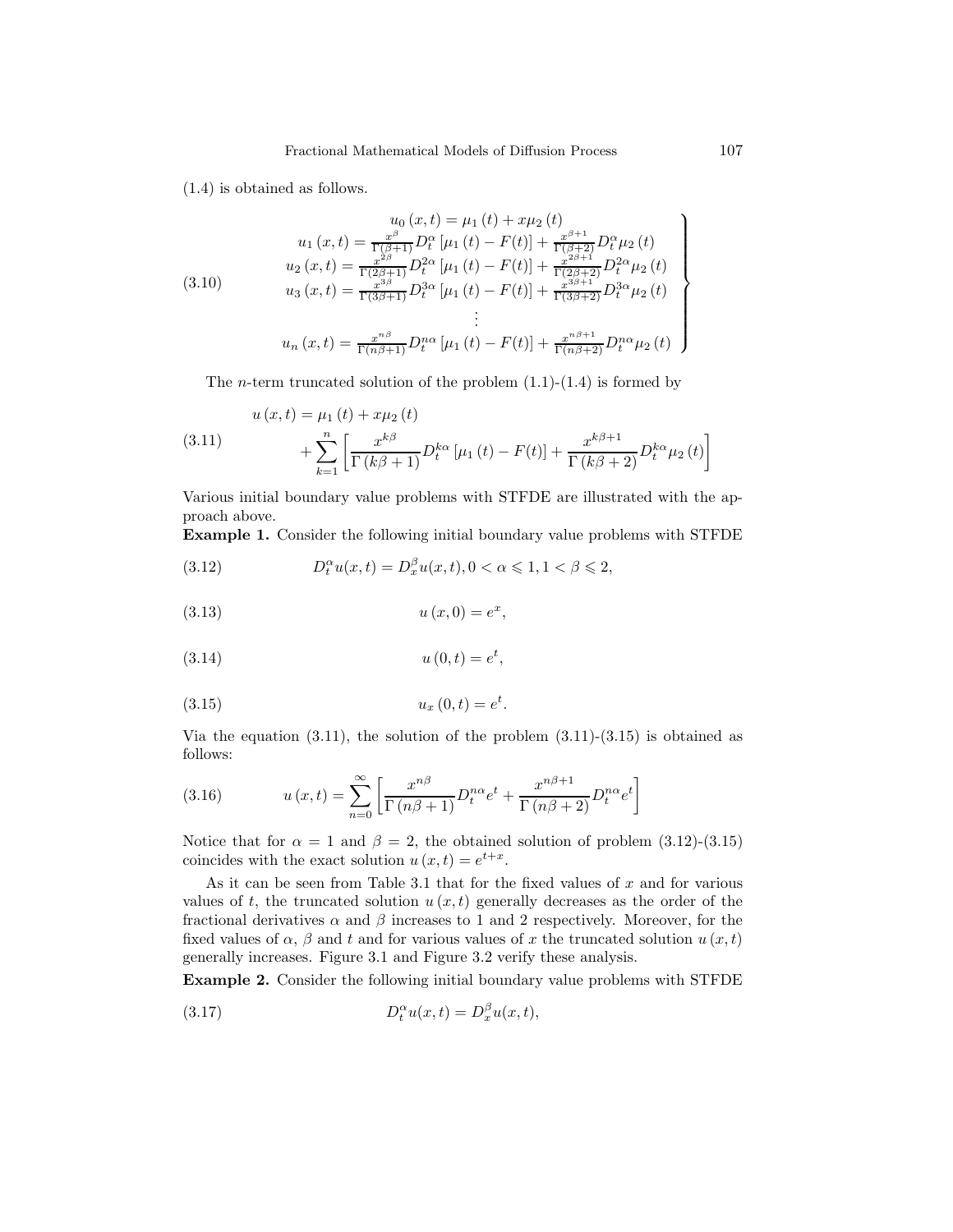(1.4) is obtained as follows.

$$
\left.
\begin{array}{c}
u_0(x,t) = \mu_1(t) + x\mu_2(t) \\
u_1(x,t) = \frac{x^{\beta}}{\Gamma(\beta+1)} D_t^{\alpha}\left[\mu_1(t) - F(t)\right] + \frac{x^{\beta+1}}{\Gamma(\beta+2)} D_t^{\alpha}\mu_2(t) \\
u_2(x,t) = \frac{x^{2\beta}}{\Gamma(2\beta+1)} D_t^{2\alpha}\left[\mu_1(t) - F(t)\right] + \frac{x^{2\beta+1}}{\Gamma(2\beta+2)} D_t^{2\alpha}\mu_2(t) \\
u_3(x,t) = \frac{x^{3\beta}}{\Gamma(3\beta+1)} D_t^{3\alpha}\left[\mu_1(t) - F(t)\right] + \frac{x^{3\beta+1}}{\Gamma(3\beta+2)} D_t^{3\alpha}\mu_2(t) \\
\vdots \\
u_n(x,t) = \frac{x^{n\beta}}{\Gamma(n\beta+1)} D_t^{n\alpha}\left[\mu_1(t) - F(t)\right] + \frac{x^{n\beta+1}}{\Gamma(n\beta+2)} D_t^{n\alpha}\mu_2(t)
\end{array}
\right\} \tag{3.10}
$$

The $n$-term truncated solution of the problem (1.1)-(1.4) is formed by

$$
\begin{aligned}
u(x,t) &= \mu_1(t) + x\mu_2(t) \\
&\quad + \sum_{k=1}^{n}\left[\frac{x^{k\beta}}{\Gamma(k\beta+1)} D_t^{k\alpha}\left[\mu_1(t) - F(t)\right] + \frac{x^{k\beta+1}}{\Gamma(k\beta+2)} D_t^{k\alpha}\mu_2(t)\right]
\end{aligned} \tag{3.11}
$$

Various initial boundary value problems with STFDE are illustrated with the approach above.

**Example 1.** Consider the following initial boundary value problems with STFDE

$$
D_t^{\alpha}u(x,t) = D_x^{\beta}u(x,t), 0 < \alpha \leqslant 1, 1 < \beta \leqslant 2, \tag{3.12}
$$

$$
u(x,0) = e^{x}, \tag{3.13}
$$

$$
u(0,t) = e^{t}, \tag{3.14}
$$

$$
u_x(0,t) = e^{t}. \tag{3.15}
$$

Via the equation (3.11), the solution of the problem (3.11)-(3.15) is obtained as follows:

$$
u(x,t) = \sum_{n=0}^{\infty}\left[\frac{x^{n\beta}}{\Gamma(n\beta+1)} D_t^{n\alpha}e^{t} + \frac{x^{n\beta+1}}{\Gamma(n\beta+2)} D_t^{n\alpha}e^{t}\right] \tag{3.16}
$$

Notice that for $\alpha = 1$ and $\beta = 2$, the obtained solution of problem (3.12)-(3.15) coincides with the exact solution $u(x,t) = e^{t+x}$.

As it can be seen from Table 3.1 that for the fixed values of $x$ and for various values of $t$, the truncated solution $u(x,t)$ generally decreases as the order of the fractional derivatives $\alpha$ and $\beta$ increases to 1 and 2 respectively. Moreover, for the fixed values of $\alpha$, $\beta$ and $t$ and for various values of $x$ the truncated solution $u(x,t)$ generally increases. Figure 3.1 and Figure 3.2 verify these analysis.

**Example 2.** Consider the following initial boundary value problems with STFDE

$$
D_t^{\alpha}u(x,t) = D_x^{\beta}u(x,t), \tag{3.17}
$$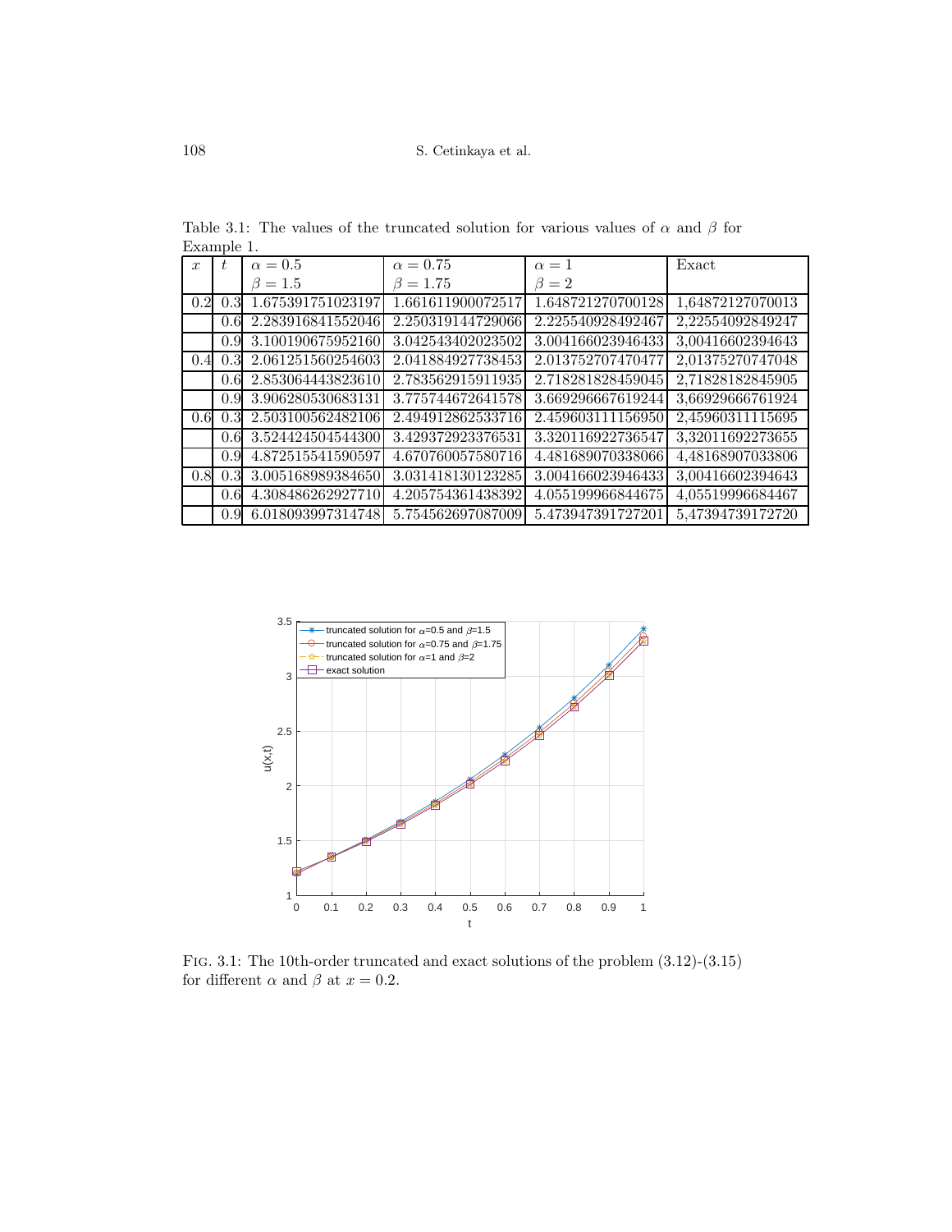Table 3.1: The values of the truncated solution for various values of $\alpha$ and $\beta$ for Example 1.

| $x$ | $t$ | $\alpha = 0.5$ <br> $\beta = 1.5$ | $\alpha = 0.75$ <br> $\beta = 1.75$ | $\alpha = 1$ <br> $\beta = 2$ | Exact |
|---|---|---|---|---|---|
| 0.2 | 0.3 | 1.675391751023197 | 1.661611900072517 | 1.648721270700128 | 1,64872127070013 |
| | 0.6 | 2.283916841552046 | 2.250319144729066 | 2.225540928492467 | 2,22554092849247 |
| | 0.9 | 3.100190675952160 | 3.042543402023502 | 3.004166023946433 | 3,00416602394643 |
| 0.4 | 0.3 | 2.061251560254603 | 2.041884927738453 | 2.013752707470477 | 2,01375270747048 |
| | 0.6 | 2.853064443823610 | 2.783562915911935 | 2.718281828459045 | 2,71828182845905 |
| | 0.9 | 3.906280530683131 | 3.775744672641578 | 3.669296667619244 | 3,66929666761924 |
| 0.6 | 0.3 | 2.503100562482106 | 2.494912862533716 | 2.459603111156950 | 2,45960311115695 |
| | 0.6 | 3.524424504544300 | 3.429372923376531 | 3.320116922736547 | 3,32011692273655 |
| | 0.9 | 4.872515541590597 | 4.670760057580716 | 4.481689070338066 | 4,48168907033806 |
| 0.8 | 0.3 | 3.005168989384650 | 3.031418130123285 | 3.004166023946433 | 3,00416602394643 |
| | 0.6 | 4.308486262927710 | 4.205754361438392 | 4.055199966844675 | 4,05519996684467 |
| | 0.9 | 6.018093997314748 | 5.754562697087009 | 5.473947391727201 | 5,47394739172720 |

truncated solution for α=0.5 and β=1.5
truncated solution for α=0.75 and β=1.75
truncated solution for α=1 and β=2
exact solution

u(x,t)

3.5
3
2.5
2
1.5
1

t

0 0.1 0.2 0.3 0.4 0.5 0.6 0.7 0.8 0.9 1

Fig. 3.1: The 10th-order truncated and exact solutions of the problem (3.12)-(3.15) for different $\alpha$ and $\beta$ at $x = 0.2$.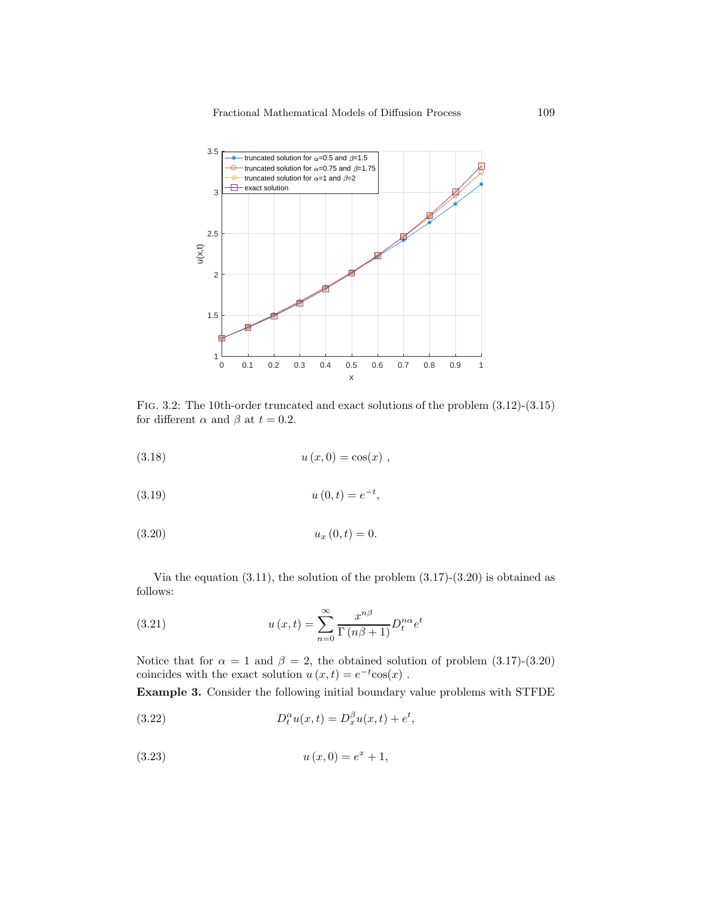3.5
3
2.5
2
1.5
1
u(x,t)
0
0.1
0.2
0.3
0.4
0.5
0.6
0.7
0.8
0.9
1
x

truncated solution for $\alpha$=0.5 and $\beta$=1.5
truncated solution for $\alpha$=0.75 and $\beta$=1.75
truncated solution for $\alpha$=1 and $\beta$=2
exact solution

FIG. 3.2: The 10th-order truncated and exact solutions of the problem (3.12)-(3.15) for different $\alpha$ and $\beta$ at $t = 0.2$.

$$u(x,0) = \cos(x) \ , \tag{3.18}$$

$$u(0,t) = e^{-t}, \tag{3.19}$$

$$u_x(0,t) = 0. \tag{3.20}$$

Via the equation (3.11), the solution of the problem (3.17)-(3.20) is obtained as follows:

$$u(x,t) = \sum_{n=0}^{\infty} \frac{x^{n\beta}}{\Gamma(n\beta+1)} D_t^{n\alpha} e^t \tag{3.21}$$

Notice that for $\alpha = 1$ and $\beta = 2$, the obtained solution of problem (3.17)-(3.20) coincides with the exact solution $u(x,t) = e^{-t}\cos(x)$ .

**Example 3.** Consider the following initial boundary value problems with STFDE

$$D_t^{\alpha} u(x,t) = D_x^{\beta} u(x,t) + e^t, \tag{3.22}$$

$$u(x,0) = e^x + 1, \tag{3.23}$$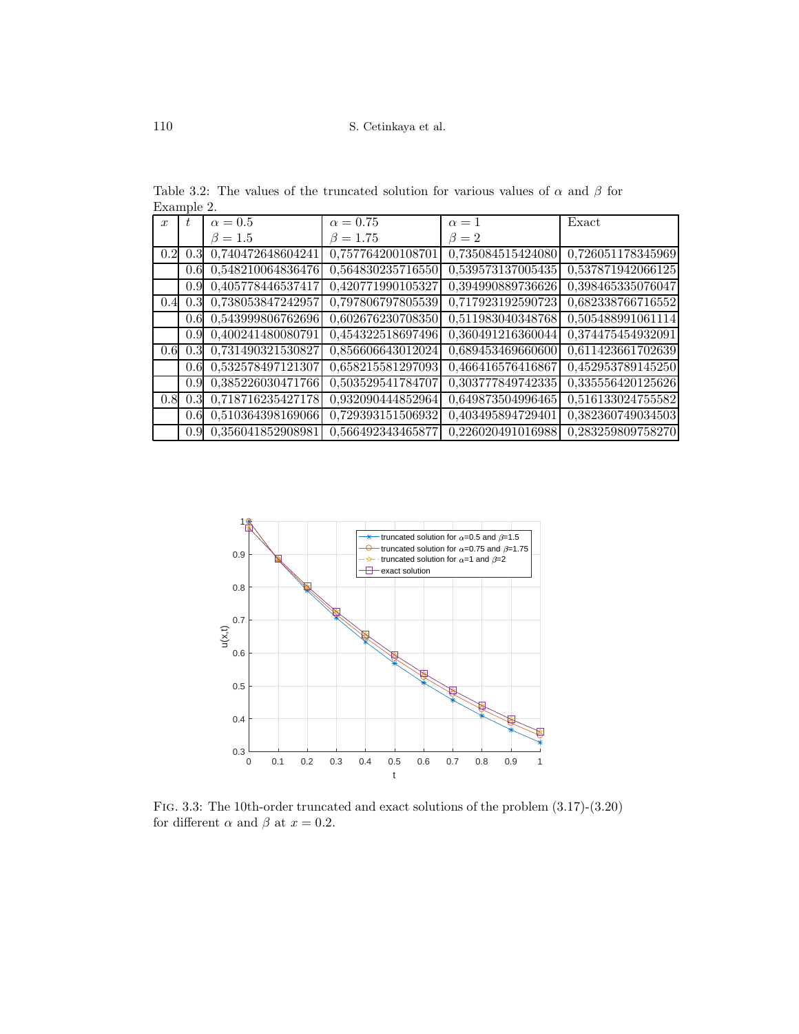Table 3.2: The values of the truncated solution for various values of $\alpha$ and $\beta$ for Example 2.

| $x$ | $t$ | $\alpha = 0.5$ $\beta = 1.5$ | $\alpha = 0.75$ $\beta = 1.75$ | $\alpha = 1$ $\beta = 2$ | Exact |
|---|---|---|---|---|---|
| 0.2 | 0.3 | 0,740472648604241 | 0,757764200108701 | 0,735084515424080 | 0,726051178345969 |
| | 0.6 | 0,548210064836476 | 0,564830235716550 | 0,539573137005435 | 0,537871942066125 |
| | 0.9 | 0,405778446537417 | 0,420771990105327 | 0,394990889736626 | 0,398465335076047 |
| 0.4 | 0.3 | 0,738053847242957 | 0,797806797805539 | 0,717923192590723 | 0,682338766716552 |
| | 0.6 | 0,543999806762696 | 0,602676230708350 | 0,511983040348768 | 0,505488991061114 |
| | 0.9 | 0,400241480080791 | 0,454322518697496 | 0,360491216360044 | 0,374475454932091 |
| 0.6 | 0.3 | 0,731490321530827 | 0,856606643012024 | 0,689453469660600 | 0,611423661702639 |
| | 0.6 | 0,532578497121307 | 0,658215581297093 | 0,466416576416867 | 0,452953789145250 |
| | 0.9 | 0,385226030471766 | 0,503529541784707 | 0,303777849742335 | 0,335556420125626 |
| 0.8 | 0.3 | 0,718716235427178 | 0,932090444852964 | 0,649873504996465 | 0,516133024755582 |
| | 0.6 | 0,510364398169066 | 0,729393151506932 | 0,403495894729401 | 0,382360749034503 |
| | 0.9 | 0,356041852908981 | 0,566492343465877 | 0,226020491016988 | 0,283259809758270 |

u(x,t)

t

truncated solution for α=0.5 and β=1.5
truncated solution for α=0.75 and β=1.75
truncated solution for α=1 and β=2
exact solution

1
0.9
0.8
0.7
0.6
0.5
0.4
0.3

0 0.1 0.2 0.3 0.4 0.5 0.6 0.7 0.8 0.9 1

Fig. 3.3: The 10th-order truncated and exact solutions of the problem (3.17)-(3.20) for different $\alpha$ and $\beta$ at $x = 0.2$.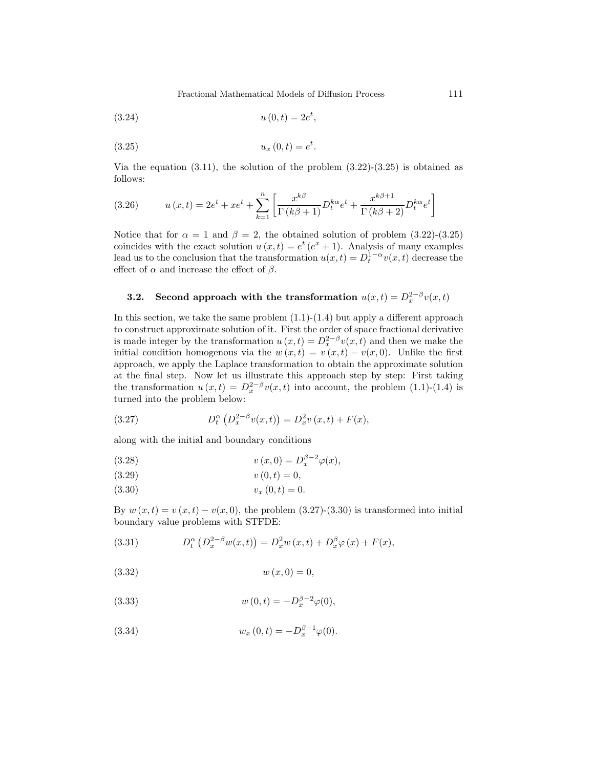$$u(0,t) = 2e^t, \tag{3.24}$$

$$u_x(0,t) = e^t. \tag{3.25}$$

Via the equation (3.11), the solution of the problem (3.22)-(3.25) is obtained as follows:

$$u(x,t) = 2e^t + xe^t + \sum_{k=1}^{n}\left[\frac{x^{k\beta}}{\Gamma(k\beta+1)}D_t^{k\alpha}e^t + \frac{x^{k\beta+1}}{\Gamma(k\beta+2)}D_t^{k\alpha}e^t\right] \tag{3.26}$$

Notice that for $\alpha = 1$ and $\beta = 2$, the obtained solution of problem (3.22)-(3.25) coincides with the exact solution $u(x,t) = e^t(e^x+1)$. Analysis of many examples lead us to the conclusion that the transformation $u(x,t) = D_t^{1-\alpha}v(x,t)$ decrease the effect of $\alpha$ and increase the effect of $\beta$.

### 3.2. Second approach with the transformation $u(x,t) = D_x^{2-\beta}v(x,t)$

In this section, we take the same problem (1.1)-(1.4) but apply a different approach to construct approximate solution of it. First the order of space fractional derivative is made integer by the transformation $u(x,t) = D_x^{2-\beta}v(x,t)$ and then we make the initial condition homogenous via the $w(x,t) = v(x,t) - v(x,0)$. Unlike the first approach, we apply the Laplace transformation to obtain the approximate solution at the final step. Now let us illustrate this approach step by step: First taking the transformation $u(x,t) = D_x^{2-\beta}v(x,t)$ into account, the problem (1.1)-(1.4) is turned into the problem below:

$$D_t^{\alpha}\left(D_x^{2-\beta}v(x,t)\right) = D_x^2 v(x,t) + F(x), \tag{3.27}$$

along with the initial and boundary conditions

$$v(x,0) = D_x^{\beta-2}\varphi(x), \tag{3.28}$$

$$v(0,t) = 0, \tag{3.29}$$

$$v_x(0,t) = 0. \tag{3.30}$$

By $w(x,t) = v(x,t) - v(x,0)$, the problem (3.27)-(3.30) is transformed into initial boundary value problems with STFDE:

$$D_t^{\alpha}\left(D_x^{2-\beta}w(x,t)\right) = D_x^2 w(x,t) + D_x^{\beta}\varphi(x) + F(x), \tag{3.31}$$

$$w(x,0) = 0, \tag{3.32}$$

$$w(0,t) = -D_x^{\beta-2}\varphi(0), \tag{3.33}$$

$$w_x(0,t) = -D_x^{\beta-1}\varphi(0). \tag{3.34}$$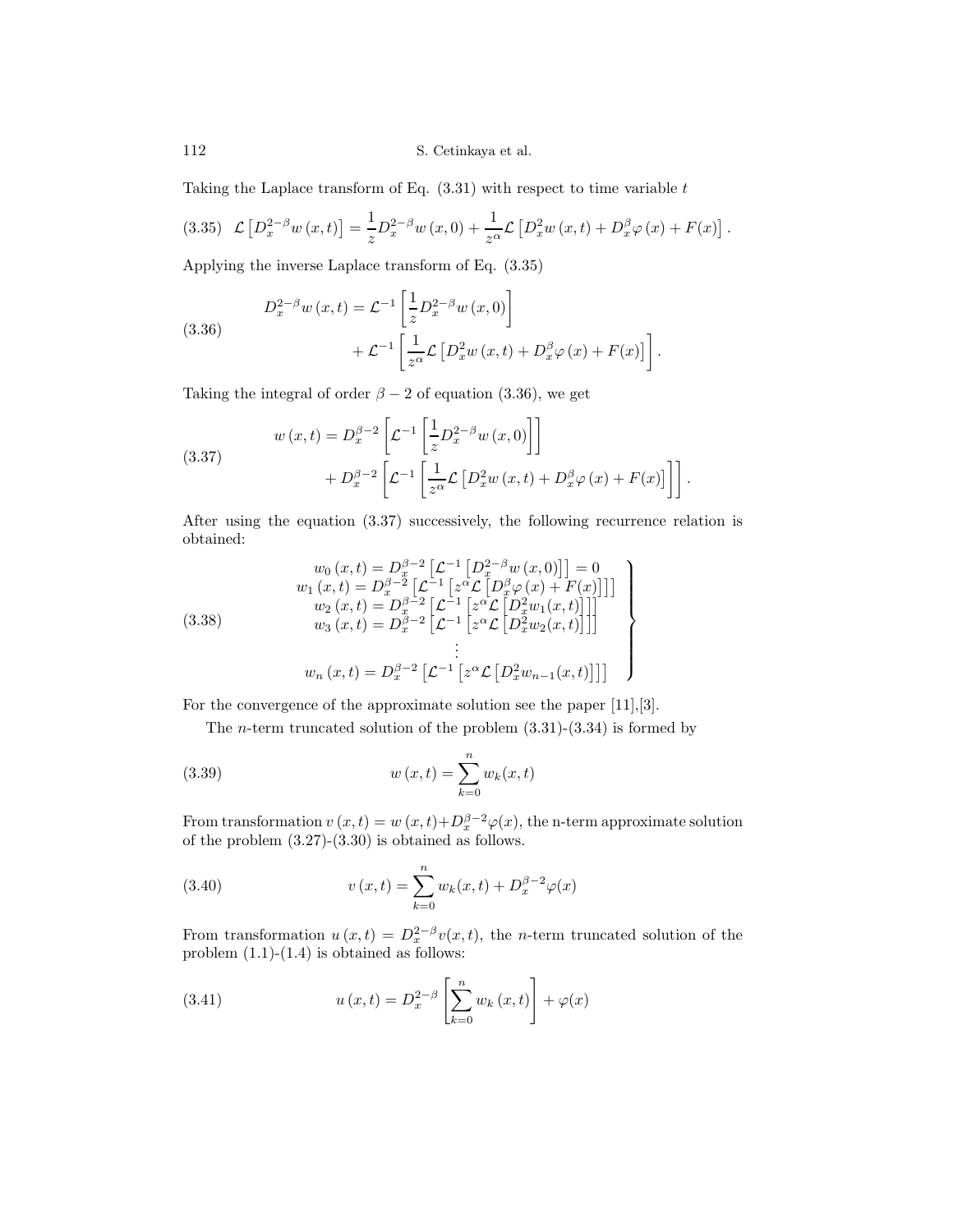Taking the Laplace transform of Eq. (3.31) with respect to time variable $t$

$$
\mathcal{L}\left[D_x^{2-\beta} w\left(x,t\right)\right] = \frac{1}{z} D_x^{2-\beta} w\left(x,0\right) + \frac{1}{z^{\alpha}} \mathcal{L}\left[D_x^2 w\left(x,t\right) + D_x^{\beta}\varphi\left(x\right) + F(x)\right]. \tag{3.35}
$$

Applying the inverse Laplace transform of Eq. (3.35)

$$
\begin{aligned}
D_x^{2-\beta} w\left(x,t\right) = \mathcal{L}^{-1}&\left[\frac{1}{z} D_x^{2-\beta} w\left(x,0\right)\right] \\
&+ \mathcal{L}^{-1}\left[\frac{1}{z^{\alpha}} \mathcal{L}\left[D_x^2 w\left(x,t\right) + D_x^{\beta}\varphi\left(x\right) + F(x)\right]\right].
\end{aligned} \tag{3.36}
$$

Taking the integral of order $\beta - 2$ of equation (3.36), we get

$$
\begin{aligned}
w\left(x,t\right) = D_x^{\beta-2}&\left[\mathcal{L}^{-1}\left[\frac{1}{z} D_x^{2-\beta} w\left(x,0\right)\right]\right] \\
&+ D_x^{\beta-2}\left[\mathcal{L}^{-1}\left[\frac{1}{z^{\alpha}} \mathcal{L}\left[D_x^2 w\left(x,t\right) + D_x^{\beta}\varphi\left(x\right) + F(x)\right]\right]\right].
\end{aligned} \tag{3.37}
$$

After using the equation (3.37) successively, the following recurrence relation is obtained:

$$
\left.
\begin{aligned}
w_0\left(x,t\right) &= D_x^{\beta-2}\left[\mathcal{L}^{-1}\left[D_x^{2-\beta} w\left(x,0\right)\right]\right] = 0 \\
w_1\left(x,t\right) &= D_x^{\beta-2}\left[\mathcal{L}^{-1}\left[z^{\alpha}\mathcal{L}\left[D_x^{\beta}\varphi\left(x\right) + F(x)\right]\right]\right] \\
w_2\left(x,t\right) &= D_x^{\beta-2}\left[\mathcal{L}^{-1}\left[z^{\alpha}\mathcal{L}\left[D_x^2 w_1(x,t)\right]\right]\right] \\
w_3\left(x,t\right) &= D_x^{\beta-2}\left[\mathcal{L}^{-1}\left[z^{\alpha}\mathcal{L}\left[D_x^2 w_2(x,t)\right]\right]\right] \\
&\vdots \\
w_n\left(x,t\right) &= D_x^{\beta-2}\left[\mathcal{L}^{-1}\left[z^{\alpha}\mathcal{L}\left[D_x^2 w_{n-1}(x,t)\right]\right]\right]
\end{aligned}
\right\} \tag{3.38}
$$

For the convergence of the approximate solution see the paper [11],[3].

The $n$-term truncated solution of the problem (3.31)-(3.34) is formed by

$$
w\left(x,t\right) = \sum_{k=0}^{n} w_k(x,t) \tag{3.39}
$$

From transformation $v\left(x,t\right) = w\left(x,t\right) + D_x^{\beta-2}\varphi(x)$, the n-term approximate solution of the problem (3.27)-(3.30) is obtained as follows.

$$
v\left(x,t\right) = \sum_{k=0}^{n} w_k(x,t) + D_x^{\beta-2}\varphi(x) \tag{3.40}
$$

From transformation $u\left(x,t\right) = D_x^{2-\beta} v(x,t)$, the $n$-term truncated solution of the problem (1.1)-(1.4) is obtained as follows:

$$
u\left(x,t\right) = D_x^{2-\beta}\left[\sum_{k=0}^{n} w_k\left(x,t\right)\right] + \varphi(x) \tag{3.41}
$$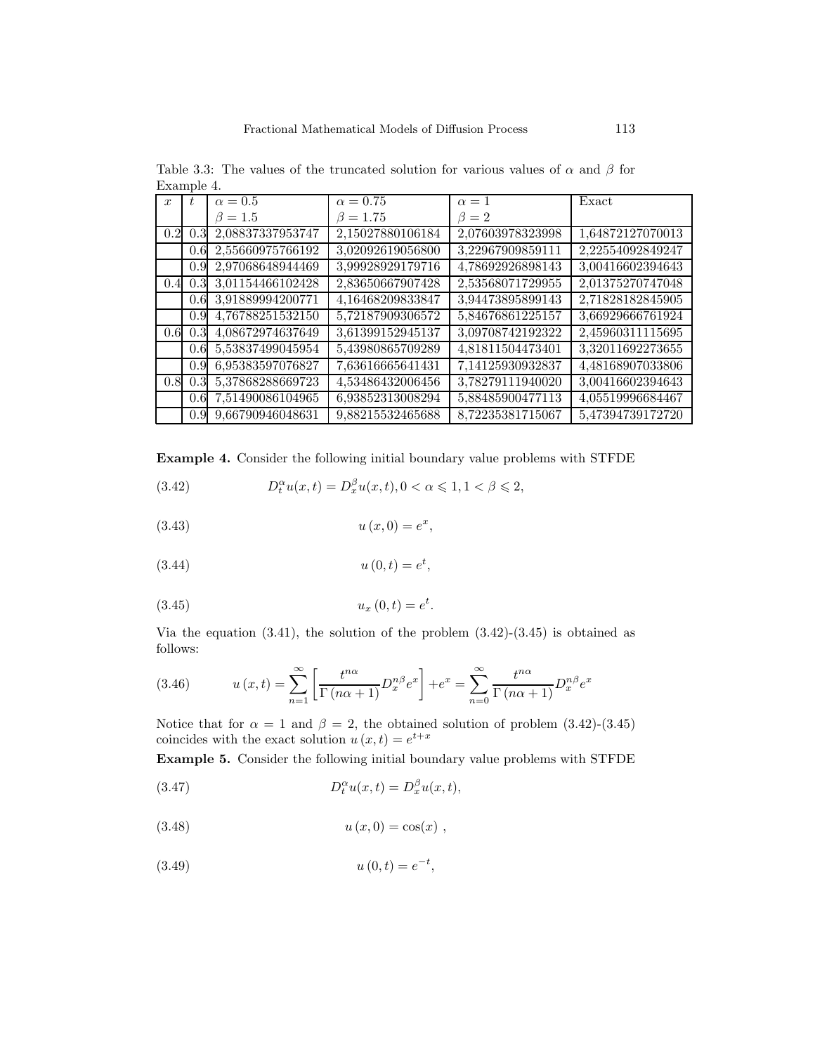Table 3.3: The values of the truncated solution for various values of $\alpha$ and $\beta$ for Example 4.

| $x$ | $t$ | $\alpha = 0.5$ $\beta = 1.5$ | $\alpha = 0.75$ $\beta = 1.75$ | $\alpha = 1$ $\beta = 2$ | Exact |
|---|---|---|---|---|---|
| 0.2 | 0.3 | 2,08837337953747 | 2,15027880106184 | 2,07603978323998 | 1,64872127070013 |
| | 0.6 | 2,55660975766192 | 3,02092619056800 | 3,22967909859111 | 2,22554092849247 |
| | 0.9 | 2,97068648944469 | 3,99928929179716 | 4,78692926898143 | 3,00416602394643 |
| 0.4 | 0.3 | 3,01154466102428 | 2,83650667907428 | 2,53568071729955 | 2,01375270747048 |
| | 0.6 | 3,91889994200771 | 4,16468209833847 | 3,94473895899143 | 2,71828182845905 |
| | 0.9 | 4,76788251532150 | 5,72187909306572 | 5,84676861225157 | 3,66929666761924 |
| 0.6 | 0.3 | 4,08672974637649 | 3,61399152945137 | 3,09708742192322 | 2,45960311115695 |
| | 0.6 | 5,53837499045954 | 5,43980865709289 | 4,81811504473401 | 3,32011692273655 |
| | 0.9 | 6,95383597076827 | 7,63616665641431 | 7,14125930932837 | 4,48168907033806 |
| 0.8 | 0.3 | 5,37868288669723 | 4,53486432006456 | 3,78279111940020 | 3,00416602394643 |
| | 0.6 | 7,51490086104965 | 6,93852313008294 | 5,88485900477113 | 4,05519996684467 |
| | 0.9 | 9,66790946048631 | 9,88215532465688 | 8,72235381715067 | 5,47394739172720 |

**Example 4.** Consider the following initial boundary value problems with STFDE

$$D_t^{\alpha} u(x,t) = D_x^{\beta} u(x,t), 0 < \alpha \leqslant 1, 1 < \beta \leqslant 2, \tag{3.42}$$

$$u(x,0) = e^x, \tag{3.43}$$

$$u(0,t) = e^t, \tag{3.44}$$

$$u_x(0,t) = e^t. \tag{3.45}$$

Via the equation (3.41), the solution of the problem (3.42)-(3.45) is obtained as follows:

$$u(x,t) = \sum_{n=1}^{\infty} \left[ \frac{t^{n\alpha}}{\Gamma(n\alpha+1)} D_x^{n\beta} e^x \right] + e^x = \sum_{n=0}^{\infty} \frac{t^{n\alpha}}{\Gamma(n\alpha+1)} D_x^{n\beta} e^x \tag{3.46}$$

Notice that for $\alpha = 1$ and $\beta = 2$, the obtained solution of problem (3.42)-(3.45) coincides with the exact solution $u(x,t) = e^{t+x}$

**Example 5.** Consider the following initial boundary value problems with STFDE

$$D_t^{\alpha} u(x,t) = D_x^{\beta} u(x,t), \tag{3.47}$$

$$u(x,0) = \cos(x)\ , \tag{3.48}$$

$$u(0,t) = e^{-t}, \tag{3.49}$$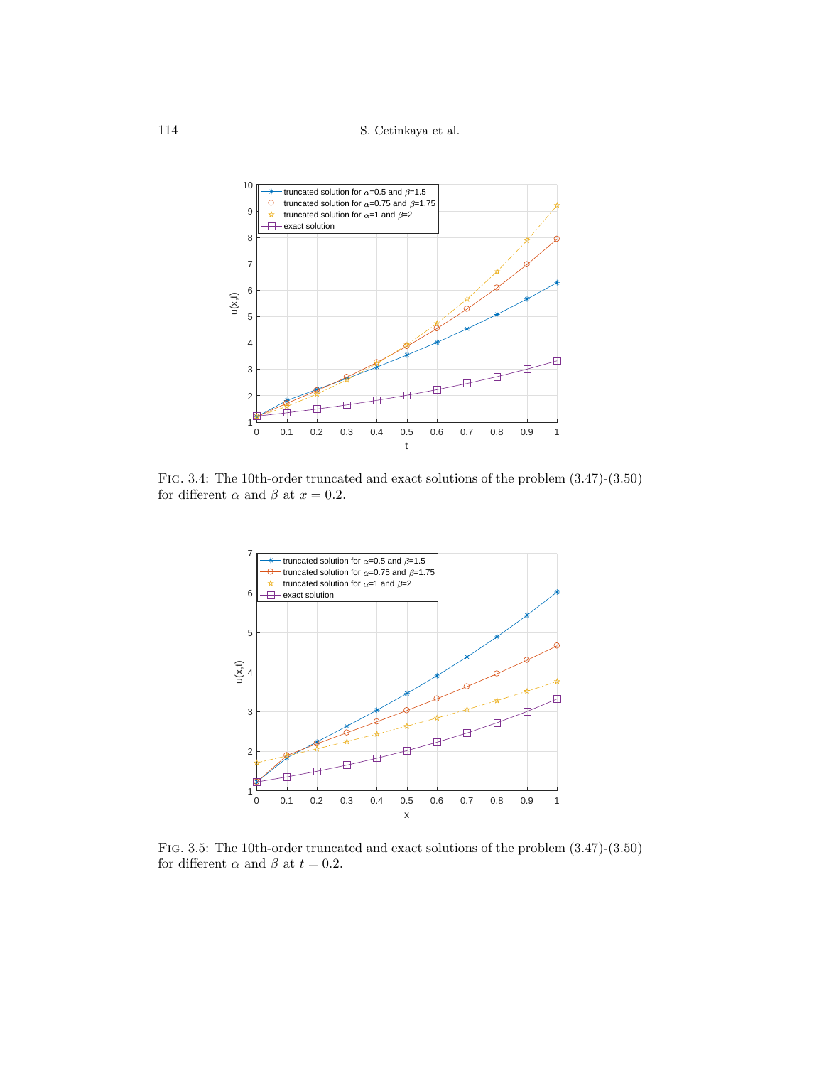10
9
8
7
6
5
4
3
2
1
0 0.1 0.2 0.3 0.4 0.5 0.6 0.7 0.8 0.9 1
t
u(x,t)

truncated solution for $\alpha$=0.5 and $\beta$=1.5
truncated solution for $\alpha$=0.75 and $\beta$=1.75
truncated solution for $\alpha$=1 and $\beta$=2
exact solution

FIG. 3.4: The 10th-order truncated and exact solutions of the problem (3.47)-(3.50) for different $\alpha$ and $\beta$ at $x = 0.2$.

7
6
5
4
3
2
1
0 0.1 0.2 0.3 0.4 0.5 0.6 0.7 0.8 0.9 1
x
u(x,t)

truncated solution for $\alpha$=0.5 and $\beta$=1.5
truncated solution for $\alpha$=0.75 and $\beta$=1.75
truncated solution for $\alpha$=1 and $\beta$=2
exact solution

FIG. 3.5: The 10th-order truncated and exact solutions of the problem (3.47)-(3.50) for different $\alpha$ and $\beta$ at $t = 0.2$.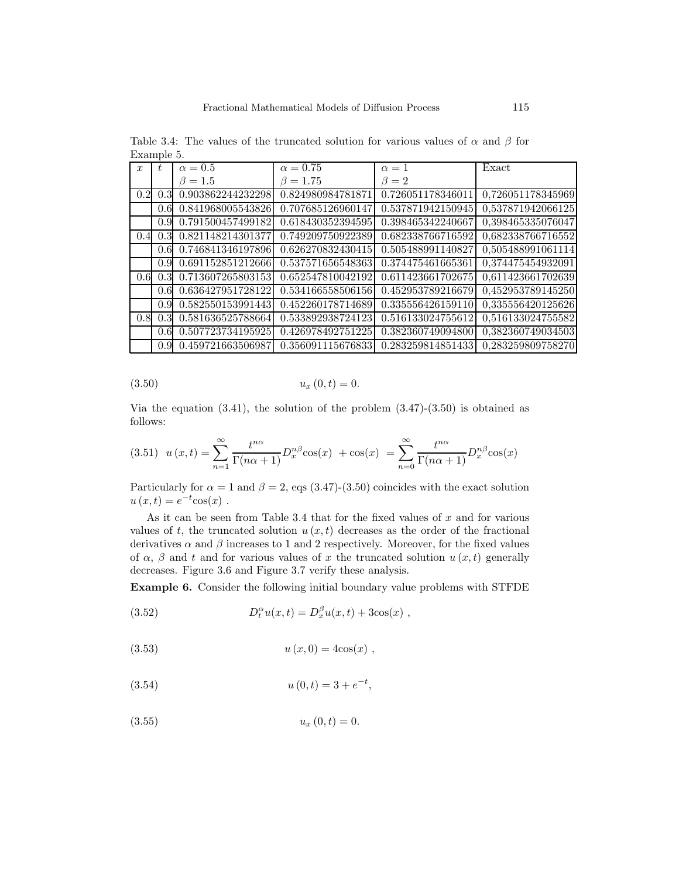Table 3.4: The values of the truncated solution for various values of $\alpha$ and $\beta$ for Example 5.

| $x$ | $t$ | $\alpha = 0.5$ <br> $\beta = 1.5$ | $\alpha = 0.75$ <br> $\beta = 1.75$ | $\alpha = 1$ <br> $\beta = 2$ | Exact |
|---|---|---|---|---|---|
| 0.2 | 0.3 | 0.903862244232298 | 0.824980984781871 | 0.726051178346011 | 0,726051178345969 |
| | 0.6 | 0.841968005543826 | 0.707685126960147 | 0.537871942150945 | 0,537871942066125 |
| | 0.9 | 0.791500457499182 | 0.618430352394595 | 0.398465342240667 | 0,398465335076047 |
| 0.4 | 0.3 | 0.821148214301377 | 0.749209750922389 | 0.682338766716592 | 0,682338766716552 |
| | 0.6 | 0.746841346197896 | 0.626270832430415 | 0.505488991140827 | 0,505488991061114 |
| | 0.9 | 0.691152851212666 | 0.537571656548363 | 0.374475461665361 | 0,374475454932091 |
| 0.6 | 0.3 | 0.713607265803153 | 0.652547810042192 | 0.611423661702675 | 0,611423661702639 |
| | 0.6 | 0.636427951728122 | 0.534166558506156 | 0.452953789216679 | 0,452953789145250 |
| | 0.9 | 0.582550153991443 | 0.452260178714689 | 0.335556426159110 | 0,335556420125626 |
| 0.8 | 0.3 | 0.581636525788664 | 0.533892938724123 | 0.516133024755612 | 0,516133024755582 |
| | 0.6 | 0.507723734195925 | 0.426978492751225 | 0.382360749094800 | 0,382360749034503 |
| | 0.9 | 0.459721663506987 | 0.356091115676833 | 0.283259814851433 | 0,283259809758270 |

$$u_x(0,t) = 0. \tag{3.50}$$

Via the equation (3.41), the solution of the problem (3.47)-(3.50) is obtained as follows:

$$u(x,t) = \sum_{n=1}^{\infty} \frac{t^{n\alpha}}{\Gamma(n\alpha+1)} D_x^{n\beta}\cos(x) \ + \cos(x) \ = \sum_{n=0}^{\infty} \frac{t^{n\alpha}}{\Gamma(n\alpha+1)} D_x^{n\beta}\cos(x) \tag{3.51}$$

Particularly for $\alpha = 1$ and $\beta = 2$, eqs (3.47)-(3.50) coincides with the exact solution $u(x,t) = e^{-t}\cos(x)$ .

As it can be seen from Table 3.4 that for the fixed values of $x$ and for various values of $t$, the truncated solution $u(x,t)$ decreases as the order of the fractional derivatives $\alpha$ and $\beta$ increases to 1 and 2 respectively. Moreover, for the fixed values of $\alpha$, $\beta$ and $t$ and for various values of $x$ the truncated solution $u(x,t)$ generally decreases. Figure 3.6 and Figure 3.7 verify these analysis.

**Example 6.** Consider the following initial boundary value problems with STFDE

$$D_t^{\alpha}u(x,t) = D_x^{\beta}u(x,t) + 3\cos(x) \ , \tag{3.52}$$

$$u(x,0) = 4\cos(x) \ , \tag{3.53}$$

$$u(0,t) = 3 + e^{-t}, \tag{3.54}$$

$$u_x(0,t) = 0. \tag{3.55}$$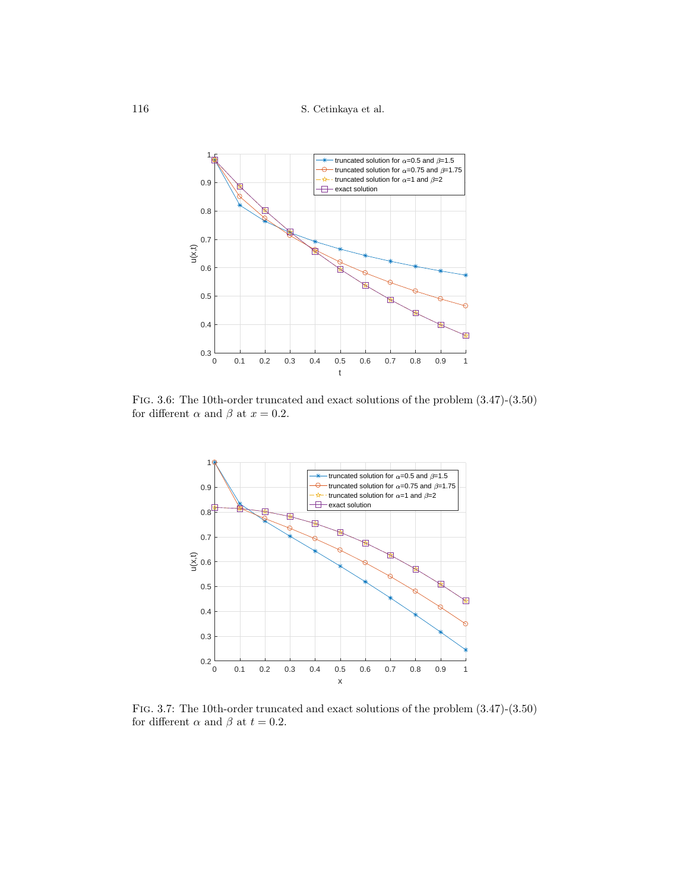1

0.9

0.8

0.7

0.6

0.5

0.4

0.3

0 0.1 0.2 0.3 0.4 0.5 0.6 0.7 0.8 0.9 1

t

u(x,t)

truncated solution for $\alpha$=0.5 and $\beta$=1.5
truncated solution for $\alpha$=0.75 and $\beta$=1.75
truncated solution for $\alpha$=1 and $\beta$=2
exact solution

FIG. 3.6: The 10th-order truncated and exact solutions of the problem (3.47)-(3.50) for different $\alpha$ and $\beta$ at $x = 0.2$.

1

0.9

0.8

0.7

0.6

0.5

0.4

0.3

0.2

0 0.1 0.2 0.3 0.4 0.5 0.6 0.7 0.8 0.9 1

x

u(x,t)

truncated solution for $\alpha$=0.5 and $\beta$=1.5
truncated solution for $\alpha$=0.75 and $\beta$=1.75
truncated solution for $\alpha$=1 and $\beta$=2
exact solution

FIG. 3.7: The 10th-order truncated and exact solutions of the problem (3.47)-(3.50) for different $\alpha$ and $\beta$ at $t = 0.2$.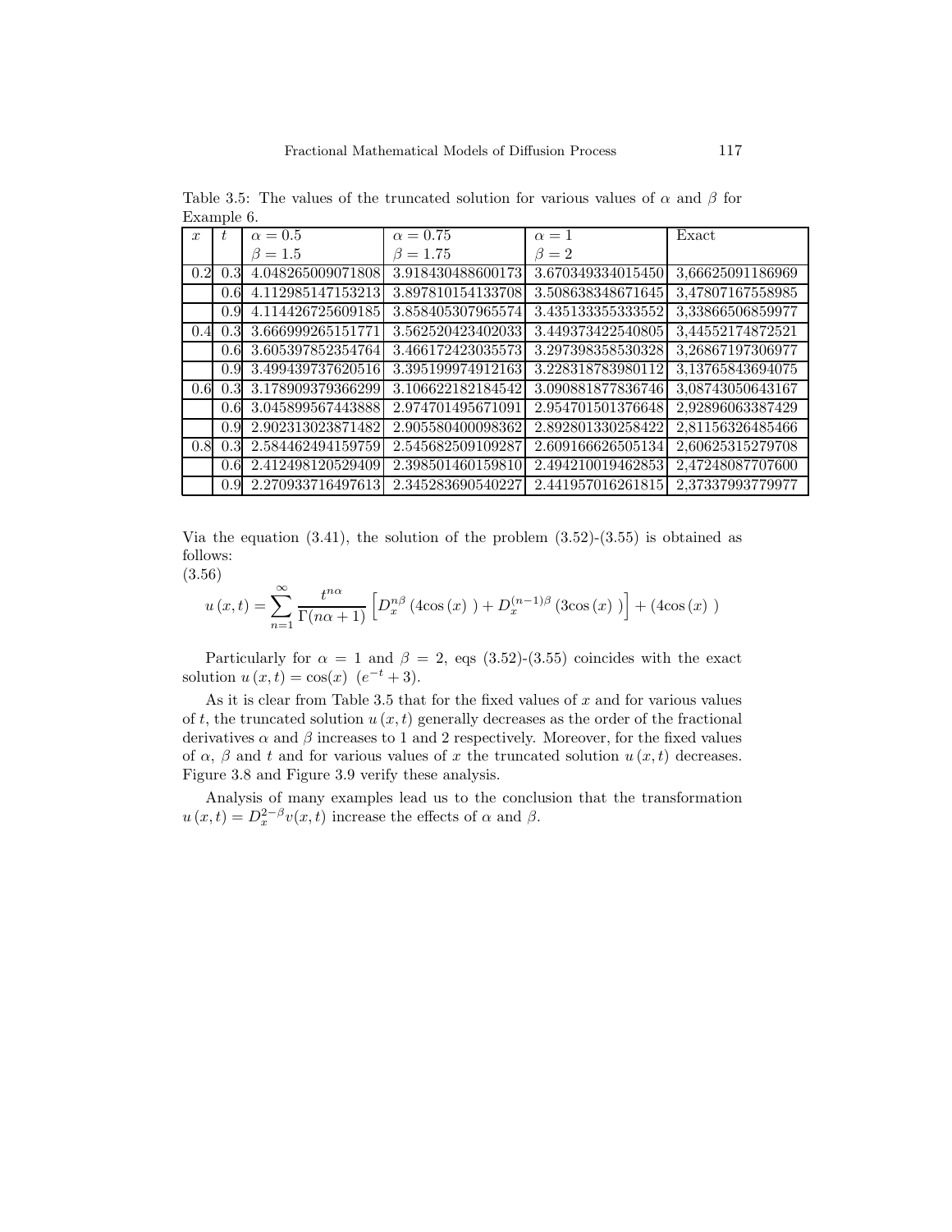Table 3.5: The values of the truncated solution for various values of $\alpha$ and $\beta$ for Example 6.

| $x$ | $t$ | $\alpha = 0.5$ | $\alpha = 0.75$ | $\alpha = 1$ | Exact |
|---|---|---|---|---|---|
| | | $\beta = 1.5$ | $\beta = 1.75$ | $\beta = 2$ | |
| 0.2 | 0.3 | 4.048265009071808 | 3.918430488600173 | 3.670349334015450 | 3,66625091186969 |
| | 0.6 | 4.112985147153213 | 3.897810154133708 | 3.508638348671645 | 3,47807167558985 |
| | 0.9 | 4.114426725609185 | 3.858405307965574 | 3.435133355333552 | 3,33866506859977 |
| 0.4 | 0.3 | 3.666999265151771 | 3.562520423402033 | 3.449373422540805 | 3,44552174872521 |
| | 0.6 | 3.605397852354764 | 3.466172423035573 | 3.297398358530328 | 3,26867197306977 |
| | 0.9 | 3.499439737620516 | 3.395199974912163 | 3.228318783980112 | 3,13765843694075 |
| 0.6 | 0.3 | 3.178909379366299 | 3.106622182184542 | 3.090881877836746 | 3,08743050643167 |
| | 0.6 | 3.045899567443888 | 2.974701495671091 | 2.954701501376648 | 2,92896063387429 |
| | 0.9 | 2.902313023871482 | 2.905580400098362 | 2.892801330258422 | 2,81156326485466 |
| 0.8 | 0.3 | 2.584462494159759 | 2.545682509109287 | 2.609166626505134 | 2,60625315279708 |
| | 0.6 | 2.412498120529409 | 2.398501460159810 | 2.494210019462853 | 2,47248087707600 |
| | 0.9 | 2.270933716497613 | 2.345283690540227 | 2.441957016261815 | 2,37337993779977 |

Via the equation (3.41), the solution of the problem (3.52)-(3.55) is obtained as follows:

(3.56)

$$u(x,t) = \sum_{n=1}^{\infty} \frac{t^{n\alpha}}{\Gamma(n\alpha+1)} \left[ D_x^{n\beta}\left(4\cos(x)\ \right) + D_x^{(n-1)\beta}\left(3\cos(x)\ \right) \right] + \left(4\cos(x)\ \right)$$

Particularly for $\alpha = 1$ and $\beta = 2$, eqs (3.52)-(3.55) coincides with the exact solution $u(x,t) = \cos(x)\ \left(e^{-t} + 3\right)$.

As it is clear from Table 3.5 that for the fixed values of $x$ and for various values of $t$, the truncated solution $u(x,t)$ generally decreases as the order of the fractional derivatives $\alpha$ and $\beta$ increases to 1 and 2 respectively. Moreover, for the fixed values of $\alpha$, $\beta$ and $t$ and for various values of $x$ the truncated solution $u(x,t)$ decreases. Figure 3.8 and Figure 3.9 verify these analysis.

Analysis of many examples lead us to the conclusion that the transformation $u(x,t) = D_x^{2-\beta} v(x,t)$ increase the effects of $\alpha$ and $\beta$.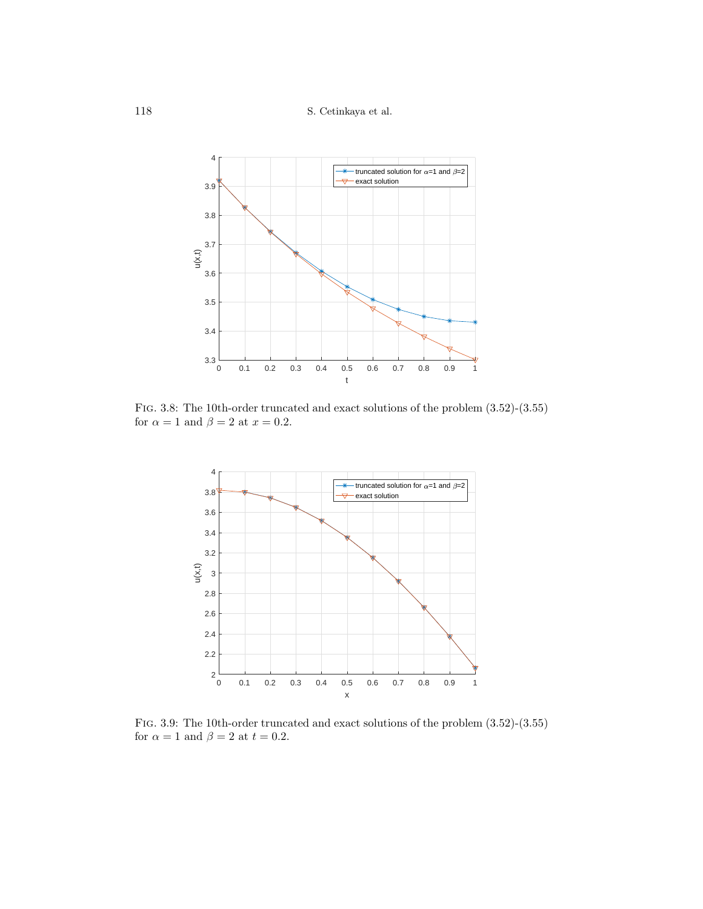4
3.9
3.8
3.7
3.6
3.5
3.4
3.3

u(x,t)

0 0.1 0.2 0.3 0.4 0.5 0.6 0.7 0.8 0.9 1

t

truncated solution for $\alpha$=1 and $\beta$=2
exact solution

FIG. 3.8: The 10th-order truncated and exact solutions of the problem (3.52)-(3.55) for $\alpha = 1$ and $\beta = 2$ at $x = 0.2$.

4
3.8
3.6
3.4
3.2
3
2.8
2.6
2.4
2.2
2

u(x,t)

0 0.1 0.2 0.3 0.4 0.5 0.6 0.7 0.8 0.9 1

x

truncated solution for $\alpha$=1 and $\beta$=2
exact solution

FIG. 3.9: The 10th-order truncated and exact solutions of the problem (3.52)-(3.55) for $\alpha = 1$ and $\beta = 2$ at $t = 0.2$.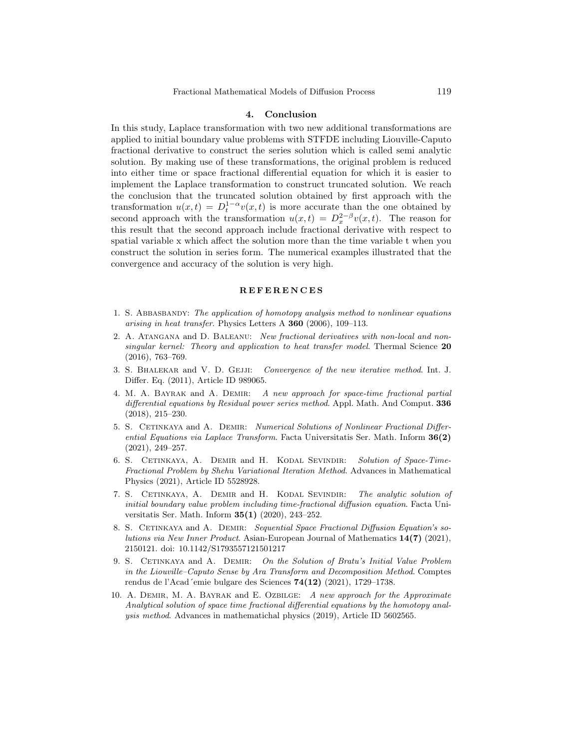## 4. Conclusion

In this study, Laplace transformation with two new additional transformations are applied to initial boundary value problems with STFDE including Liouville-Caputo fractional derivative to construct the series solution which is called semi analytic solution. By making use of these transformations, the original problem is reduced into either time or space fractional differential equation for which it is easier to implement the Laplace transformation to construct truncated solution. We reach the conclusion that the truncated solution obtained by first approach with the transformation $u(x,t) = D_t^{1-\alpha}v(x,t)$ is more accurate than the one obtained by second approach with the transformation $u(x,t) = D_x^{2-\beta}v(x,t)$. The reason for this result that the second approach include fractional derivative with respect to spatial variable x which affect the solution more than the time variable t when you construct the solution in series form. The numerical examples illustrated that the convergence and accuracy of the solution is very high.

## REFERENCES

1. S. Abbasbandy: *The application of homotopy analysis method to nonlinear equations arising in heat transfer*. Physics Letters A **360** (2006), 109–113.
2. A. Atangana and D. Baleanu: *New fractional derivatives with non-local and non-singular kernel: Theory and application to heat transfer model*. Thermal Science **20** (2016), 763–769.
3. S. Bhalekar and V. D. Gejji: *Convergence of the new iterative method*. Int. J. Differ. Eq. (2011), Article ID 989065.
4. M. A. Bayrak and A. Demir: *A new approach for space-time fractional partial differential equations by Residual power series method*. Appl. Math. And Comput. **336** (2018), 215–230.
5. S. Cetinkaya and A. Demir: *Numerical Solutions of Nonlinear Fractional Differential Equations via Laplace Transform*. Facta Universitatis Ser. Math. Inform **36(2)** (2021), 249–257.
6. S. Cetinkaya, A. Demir and H. Kodal Sevindir: *Solution of Space-Time-Fractional Problem by Shehu Variational Iteration Method*. Advances in Mathematical Physics (2021), Article ID 5528928.
7. S. Cetinkaya, A. Demir and H. Kodal Sevindir: *The analytic solution of initial boundary value problem including time-fractional diffusion equation*. Facta Universitatis Ser. Math. Inform **35(1)** (2020), 243–252.
8. S. Cetinkaya and A. Demir: *Sequential Space Fractional Diffusion Equation's solutions via New Inner Product*. Asian-European Journal of Mathematics **14(7)** (2021), 2150121. doi: 10.1142/S1793557121501217
9. S. Cetinkaya and A. Demir: *On the Solution of Bratu's Initial Value Problem in the Liouville–Caputo Sense by Ara Transform and Decomposition Method*. Comptes rendus de l'Acad´emie bulgare des Sciences **74(12)** (2021), 1729–1738.
10. A. Demir, M. A. Bayrak and E. Ozbilge: *A new approach for the Approximate Analytical solution of space time fractional differential equations by the homotopy analysis method*. Advances in mathematichal physics (2019), Article ID 5602565.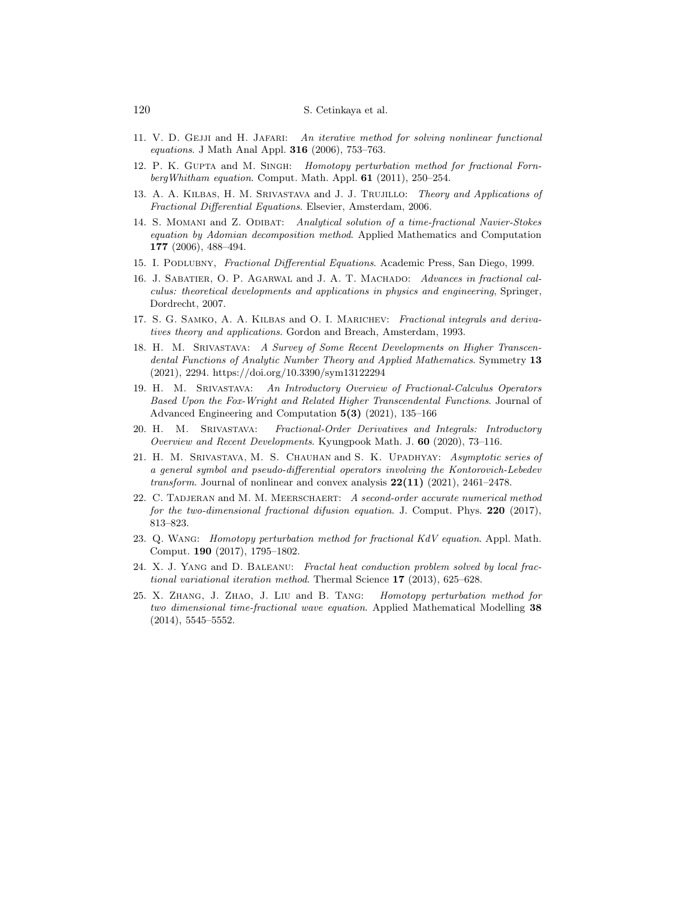11. V. D. Gejji and H. Jafari: *An iterative method for solving nonlinear functional equations*. J Math Anal Appl. **316** (2006), 753–763.
12. P. K. Gupta and M. Singh: *Homotopy perturbation method for fractional FornbergWhitham equation*. Comput. Math. Appl. **61** (2011), 250–254.
13. A. A. Kilbas, H. M. Srivastava and J. J. Trujillo: *Theory and Applications of Fractional Differential Equations*. Elsevier, Amsterdam, 2006.
14. S. Momani and Z. Odibat: *Analytical solution of a time-fractional Navier-Stokes equation by Adomian decomposition method*. Applied Mathematics and Computation **177** (2006), 488–494.
15. I. Podlubny, *Fractional Differential Equations*. Academic Press, San Diego, 1999.
16. J. Sabatier, O. P. Agarwal and J. A. T. Machado: *Advances in fractional calculus: theoretical developments and applications in physics and engineering*, Springer, Dordrecht, 2007.
17. S. G. Samko, A. A. Kilbas and O. I. Marichev: *Fractional integrals and derivatives theory and applications*. Gordon and Breach, Amsterdam, 1993.
18. H. M. Srivastava: *A Survey of Some Recent Developments on Higher Transcendental Functions of Analytic Number Theory and Applied Mathematics*. Symmetry **13** (2021), 2294. https://doi.org/10.3390/sym13122294
19. H. M. Srivastava: *An Introductory Overview of Fractional-Calculus Operators Based Upon the Fox-Wright and Related Higher Transcendental Functions*. Journal of Advanced Engineering and Computation **5(3)** (2021), 135–166
20. H. M. Srivastava: *Fractional-Order Derivatives and Integrals: Introductory Overview and Recent Developments*. Kyungpook Math. J. **60** (2020), 73–116.
21. H. M. Srivastava, M. S. Chauhan and S. K. Upadhyay: *Asymptotic series of a general symbol and pseudo-differential operators involving the Kontorovich-Lebedev transform*. Journal of nonlinear and convex analysis **22(11)** (2021), 2461–2478.
22. C. Tadjeran and M. M. Meerschaert: *A second-order accurate numerical method for the two-dimensional fractional difusion equation*. J. Comput. Phys. **220** (2017), 813–823.
23. Q. Wang: *Homotopy perturbation method for fractional KdV equation*. Appl. Math. Comput. **190** (2017), 1795–1802.
24. X. J. Yang and D. Baleanu: *Fractal heat conduction problem solved by local fractional variational iteration method*. Thermal Science **17** (2013), 625–628.
25. X. Zhang, J. Zhao, J. Liu and B. Tang: *Homotopy perturbation method for two dimensional time-fractional wave equation*. Applied Mathematical Modelling **38** (2014), 5545–5552.